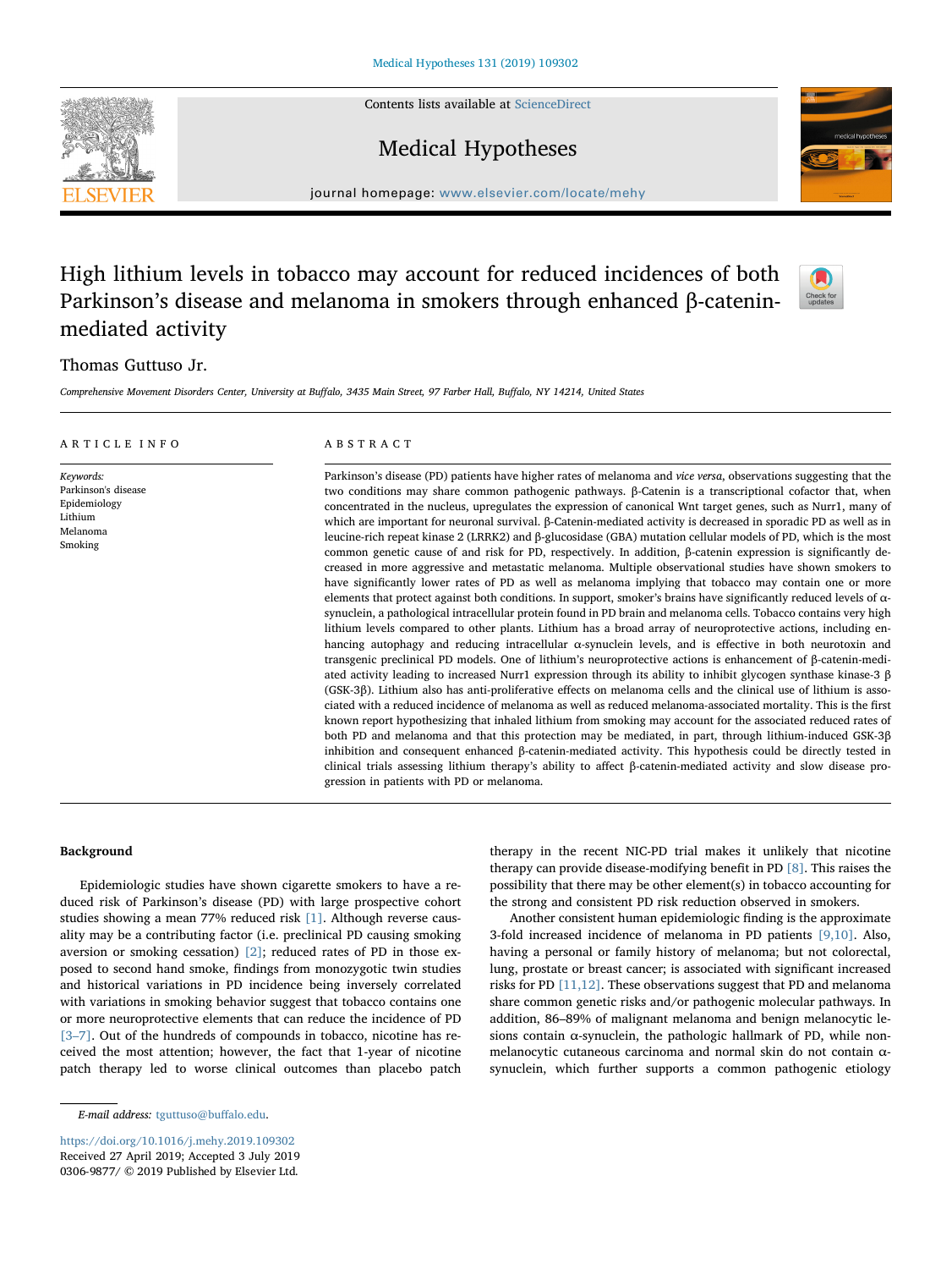# High lithium levels in tobacco may account for reduced incidences of both Parkinson's disease and melanoma in smokers through enhanced β-catenin-mediated activity

Thomas Guttuso Jr.

*Comprehensive Movement Disorders Center, University at Buffalo, 3435 Main Street, 97 Farber Hall, Buffalo, NY 14214, United States*

## ARTICLE INFO

*Keywords:*
Parkinson's disease
Epidemiology
Lithium
Melanoma
Smoking

## ABSTRACT

Parkinson's disease (PD) patients have higher rates of melanoma and *vice versa*, observations suggesting that the two conditions may share common pathogenic pathways. β-Catenin is a transcriptional cofactor that, when concentrated in the nucleus, upregulates the expression of canonical Wnt target genes, such as Nurr1, many of which are important for neuronal survival. β-Catenin-mediated activity is decreased in sporadic PD as well as in leucine-rich repeat kinase 2 (LRRK2) and β-glucosidase (GBA) mutation cellular models of PD, which is the most common genetic cause of and risk for PD, respectively. In addition, β-catenin expression is significantly decreased in more aggressive and metastatic melanoma. Multiple observational studies have shown smokers to have significantly lower rates of PD as well as melanoma implying that tobacco may contain one or more elements that protect against both conditions. In support, smoker's brains have significantly reduced levels of α-synuclein, a pathological intracellular protein found in PD brain and melanoma cells. Tobacco contains very high lithium levels compared to other plants. Lithium has a broad array of neuroprotective actions, including enhancing autophagy and reducing intracellular α-synuclein levels, and is effective in both neurotoxin and transgenic preclinical PD models. One of lithium's neuroprotective actions is enhancement of β-catenin-mediated activity leading to increased Nurr1 expression through its ability to inhibit glycogen synthase kinase-3 β (GSK-3β). Lithium also has anti-proliferative effects on melanoma cells and the clinical use of lithium is associated with a reduced incidence of melanoma as well as reduced melanoma-associated mortality. This is the first known report hypothesizing that inhaled lithium from smoking may account for the associated reduced rates of both PD and melanoma and that this protection may be mediated, in part, through lithium-induced GSK-3β inhibition and consequent enhanced β-catenin-mediated activity. This hypothesis could be directly tested in clinical trials assessing lithium therapy's ability to affect β-catenin-mediated activity and slow disease progression in patients with PD or melanoma.

## Background

Epidemiologic studies have shown cigarette smokers to have a reduced risk of Parkinson's disease (PD) with large prospective cohort studies showing a mean 77% reduced risk [1]. Although reverse causality may be a contributing factor (i.e. preclinical PD causing smoking aversion or smoking cessation) [2]; reduced rates of PD in those exposed to second hand smoke, findings from monozygotic twin studies and historical variations in PD incidence being inversely correlated with variations in smoking behavior suggest that tobacco contains one or more neuroprotective elements that can reduce the incidence of PD [3–7]. Out of the hundreds of compounds in tobacco, nicotine has received the most attention; however, the fact that 1-year of nicotine patch therapy led to worse clinical outcomes than placebo patch therapy in the recent NIC-PD trial makes it unlikely that nicotine therapy can provide disease-modifying benefit in PD [8]. This raises the possibility that there may be other element(s) in tobacco accounting for the strong and consistent PD risk reduction observed in smokers.

Another consistent human epidemiologic finding is the approximate 3-fold increased incidence of melanoma in PD patients [9,10]. Also, having a personal or family history of melanoma; but not colorectal, lung, prostate or breast cancer; is associated with significant increased risks for PD [11,12]. These observations suggest that PD and melanoma share common genetic risks and/or pathogenic molecular pathways. In addition, 86–89% of malignant melanoma and benign melanocytic lesions contain α-synuclein, the pathologic hallmark of PD, while non-melanocytic cutaneous carcinoma and normal skin do not contain α-synuclein, which further supports a common pathogenic etiology

*E-mail address:* tguttuso@buffalo.edu.

https://doi.org/10.1016/j.mehy.2019.109302
Received 27 April 2019; Accepted 3 July 2019
0306-9877/ © 2019 Published by Elsevier Ltd.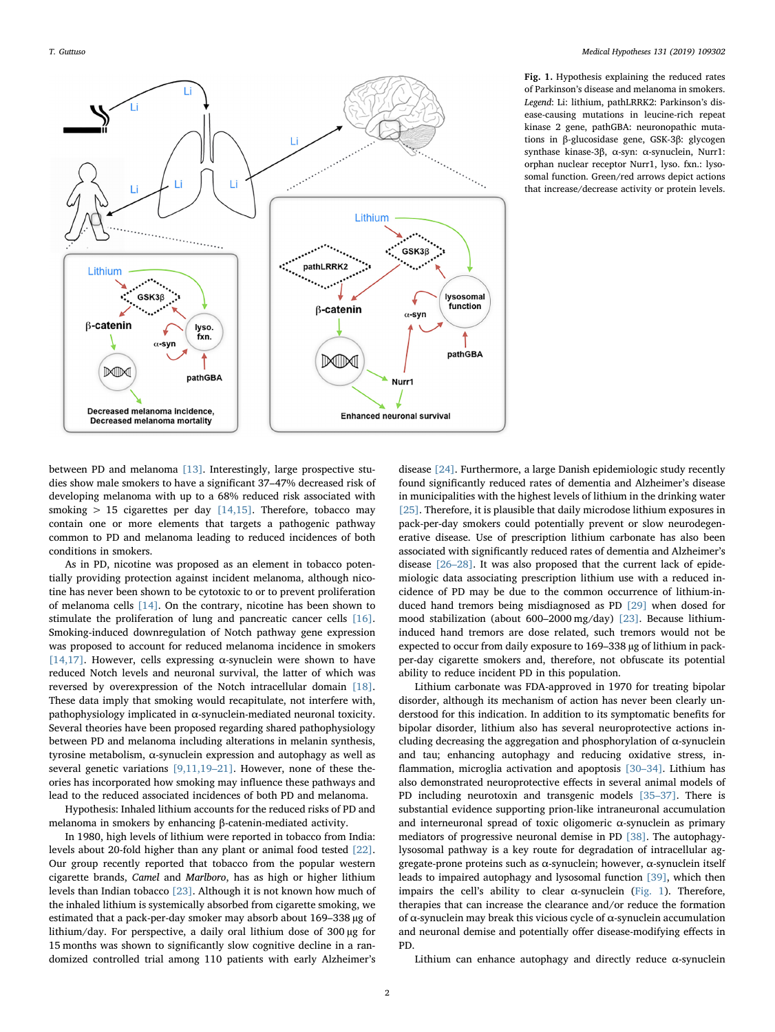**Fig. 1.** Hypothesis explaining the reduced rates of Parkinson's disease and melanoma in smokers. *Legend*: Li: lithium, pathLRRK2: Parkinson's disease-causing mutations in leucine-rich repeat kinase 2 gene, pathGBA: neuronopathic mutations in β-glucosidase gene, GSK-3β: glycogen synthase kinase-3β, α-syn: α-synuclein, Nurr1: orphan nuclear receptor Nurr1, lyso. fxn.: lysosomal function. Green/red arrows depict actions that increase/decrease activity or protein levels.

between PD and melanoma [13]. Interestingly, large prospective studies show male smokers to have a significant 37–47% decreased risk of developing melanoma with up to a 68% reduced risk associated with smoking > 15 cigarettes per day [14,15]. Therefore, tobacco may contain one or more elements that targets a pathogenic pathway common to PD and melanoma leading to reduced incidences of both conditions in smokers.

As in PD, nicotine was proposed as an element in tobacco potentially providing protection against incident melanoma, although nicotine has never been shown to be cytotoxic to or to prevent proliferation of melanoma cells [14]. On the contrary, nicotine has been shown to stimulate the proliferation of lung and pancreatic cancer cells [16]. Smoking-induced downregulation of Notch pathway gene expression was proposed to account for reduced melanoma incidence in smokers [14,17]. However, cells expressing α-synuclein were shown to have reduced Notch levels and neuronal survival, the latter of which was reversed by overexpression of the Notch intracellular domain [18]. These data imply that smoking would recapitulate, not interfere with, pathophysiology implicated in α-synuclein-mediated neuronal toxicity. Several theories have been proposed regarding shared pathophysiology between PD and melanoma including alterations in melanin synthesis, tyrosine metabolism, α-synuclein expression and autophagy as well as several genetic variations [9,11,19–21]. However, none of these theories has incorporated how smoking may influence these pathways and lead to the reduced associated incidences of both PD and melanoma.

Hypothesis: Inhaled lithium accounts for the reduced risks of PD and melanoma in smokers by enhancing β-catenin-mediated activity.

In 1980, high levels of lithium were reported in tobacco from India: levels about 20-fold higher than any plant or animal food tested [22]. Our group recently reported that tobacco from the popular western cigarette brands, *Camel* and *Marlboro*, has as high or higher lithium levels than Indian tobacco [23]. Although it is not known how much of the inhaled lithium is systemically absorbed from cigarette smoking, we estimated that a pack-per-day smoker may absorb about 169–338 μg of lithium/day. For perspective, a daily oral lithium dose of 300 μg for 15 months was shown to significantly slow cognitive decline in a randomized controlled trial among 110 patients with early Alzheimer's disease [24]. Furthermore, a large Danish epidemiologic study recently found significantly reduced rates of dementia and Alzheimer's disease in municipalities with the highest levels of lithium in the drinking water [25]. Therefore, it is plausible that daily microdose lithium exposures in pack-per-day smokers could potentially prevent or slow neurodegenerative disease. Use of prescription lithium carbonate has also been associated with significantly reduced rates of dementia and Alzheimer's disease [26–28]. It was also proposed that the current lack of epidemiologic data associating prescription lithium use with a reduced incidence of PD may be due to the common occurrence of lithium-induced hand tremors being misdiagnosed as PD [29] when dosed for mood stabilization (about 600–2000 mg/day) [23]. Because lithium-induced hand tremors are dose related, such tremors would not be expected to occur from daily exposure to 169–338 μg of lithium in pack-per-day cigarette smokers and, therefore, not obfuscate its potential ability to reduce incident PD in this population.

Lithium carbonate was FDA-approved in 1970 for treating bipolar disorder, although its mechanism of action has never been clearly understood for this indication. In addition to its symptomatic benefits for bipolar disorder, lithium also has several neuroprotective actions including decreasing the aggregation and phosphorylation of α-synuclein and tau; enhancing autophagy and reducing oxidative stress, inflammation, microglia activation and apoptosis [30–34]. Lithium has also demonstrated neuroprotective effects in several animal models of PD including neurotoxin and transgenic models [35–37]. There is substantial evidence supporting prion-like intraneuronal accumulation and interneuronal spread of toxic oligomeric α-synuclein as primary mediators of progressive neuronal demise in PD [38]. The autophagy-lysosomal pathway is a key route for degradation of intracellular aggregate-prone proteins such as α-synuclein; however, α-synuclein itself leads to impaired autophagy and lysosomal function [39], which then impairs the cell's ability to clear α-synuclein (Fig. 1). Therefore, therapies that can increase the clearance and/or reduce the formation of α-synuclein may break this vicious cycle of α-synuclein accumulation and neuronal demise and potentially offer disease-modifying effects in PD.

Lithium can enhance autophagy and directly reduce α-synuclein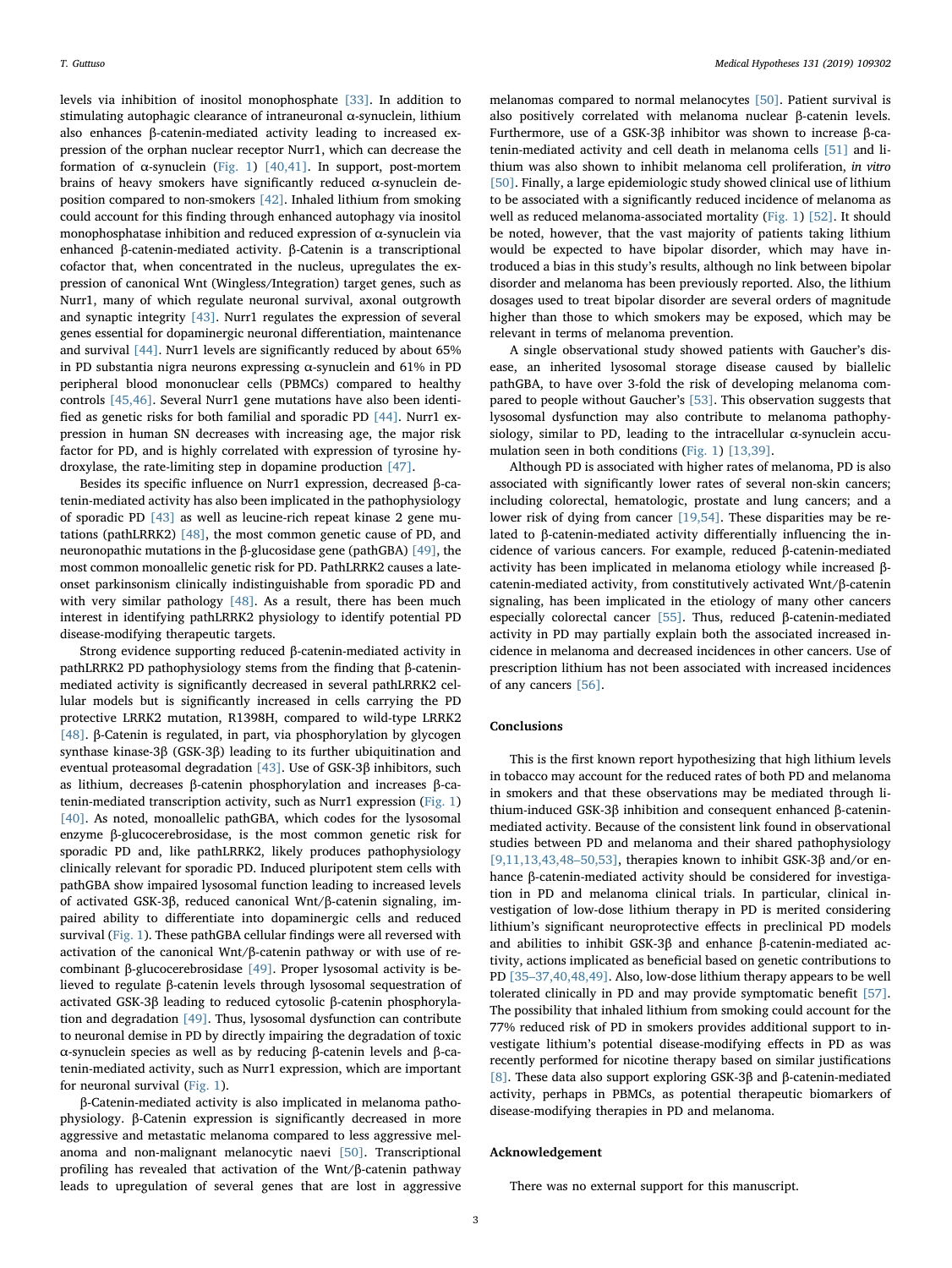levels via inhibition of inositol monophosphate [33]. In addition to stimulating autophagic clearance of intraneuronal α-synuclein, lithium also enhances β-catenin-mediated activity leading to increased expression of the orphan nuclear receptor Nurr1, which can decrease the formation of α-synuclein (Fig. 1) [40,41]. In support, post-mortem brains of heavy smokers have significantly reduced α-synuclein deposition compared to non-smokers [42]. Inhaled lithium from smoking could account for this finding through enhanced autophagy via inositol monophosphatase inhibition and reduced expression of α-synuclein via enhanced β-catenin-mediated activity. β-Catenin is a transcriptional cofactor that, when concentrated in the nucleus, upregulates the expression of canonical Wnt (Wingless/Integration) target genes, such as Nurr1, many of which regulate neuronal survival, axonal outgrowth and synaptic integrity [43]. Nurr1 regulates the expression of several genes essential for dopaminergic neuronal differentiation, maintenance and survival [44]. Nurr1 levels are significantly reduced by about 65% in PD substantia nigra neurons expressing α-synuclein and 61% in PD peripheral blood mononuclear cells (PBMCs) compared to healthy controls [45,46]. Several Nurr1 gene mutations have also been identified as genetic risks for both familial and sporadic PD [44]. Nurr1 expression in human SN decreases with increasing age, the major risk factor for PD, and is highly correlated with expression of tyrosine hydroxylase, the rate-limiting step in dopamine production [47].

Besides its specific influence on Nurr1 expression, decreased β-catenin-mediated activity has also been implicated in the pathophysiology of sporadic PD [43] as well as leucine-rich repeat kinase 2 gene mutations (pathLRRK2) [48], the most common genetic cause of PD, and neuronopathic mutations in the β-glucosidase gene (pathGBA) [49], the most common monoallelic genetic risk for PD. PathLRRK2 causes a late-onset parkinsonism clinically indistinguishable from sporadic PD and with very similar pathology [48]. As a result, there has been much interest in identifying pathLRRK2 physiology to identify potential PD disease-modifying therapeutic targets.

Strong evidence supporting reduced β-catenin-mediated activity in pathLRRK2 PD pathophysiology stems from the finding that β-catenin-mediated activity is significantly decreased in several pathLRRK2 cellular models but is significantly increased in cells carrying the PD protective LRRK2 mutation, R1398H, compared to wild-type LRRK2 [48]. β-Catenin is regulated, in part, via phosphorylation by glycogen synthase kinase-3β (GSK-3β) leading to its further ubiquitination and eventual proteasomal degradation [43]. Use of GSK-3β inhibitors, such as lithium, decreases β-catenin phosphorylation and increases β-catenin-mediated transcription activity, such as Nurr1 expression (Fig. 1) [40]. As noted, monoallelic pathGBA, which codes for the lysosomal enzyme β-glucocerebrosidase, is the most common genetic risk for sporadic PD and, like pathLRRK2, likely produces pathophysiology clinically relevant for sporadic PD. Induced pluripotent stem cells with pathGBA show impaired lysosomal function leading to increased levels of activated GSK-3β, reduced canonical Wnt/β-catenin signaling, impaired ability to differentiate into dopaminergic cells and reduced survival (Fig. 1). These pathGBA cellular findings were all reversed with activation of the canonical Wnt/β-catenin pathway or with use of recombinant β-glucocerebrosidase [49]. Proper lysosomal activity is believed to regulate β-catenin levels through lysosomal sequestration of activated GSK-3β leading to reduced cytosolic β-catenin phosphorylation and degradation [49]. Thus, lysosomal dysfunction can contribute to neuronal demise in PD by directly impairing the degradation of toxic α-synuclein species as well as by reducing β-catenin levels and β-catenin-mediated activity, such as Nurr1 expression, which are important for neuronal survival (Fig. 1).

β-Catenin-mediated activity is also implicated in melanoma pathophysiology. β-Catenin expression is significantly decreased in more aggressive and metastatic melanoma compared to less aggressive melanoma and non-malignant melanocytic naevi [50]. Transcriptional profiling has revealed that activation of the Wnt/β-catenin pathway leads to upregulation of several genes that are lost in aggressive melanomas compared to normal melanocytes [50]. Patient survival is also positively correlated with melanoma nuclear β-catenin levels. Furthermore, use of a GSK-3β inhibitor was shown to increase β-catenin-mediated activity and cell death in melanoma cells [51] and lithium was also shown to inhibit melanoma cell proliferation, *in vitro* [50]. Finally, a large epidemiologic study showed clinical use of lithium to be associated with a significantly reduced incidence of melanoma as well as reduced melanoma-associated mortality (Fig. 1) [52]. It should be noted, however, that the vast majority of patients taking lithium would be expected to have bipolar disorder, which may have introduced a bias in this study's results, although no link between bipolar disorder and melanoma has been previously reported. Also, the lithium dosages used to treat bipolar disorder are several orders of magnitude higher than those to which smokers may be exposed, which may be relevant in terms of melanoma prevention.

A single observational study showed patients with Gaucher's disease, an inherited lysosomal storage disease caused by biallelic pathGBA, to have over 3-fold the risk of developing melanoma compared to people without Gaucher's [53]. This observation suggests that lysosomal dysfunction may also contribute to melanoma pathophysiology, similar to PD, leading to the intracellular α-synuclein accumulation seen in both conditions (Fig. 1) [13,39].

Although PD is associated with higher rates of melanoma, PD is also associated with significantly lower rates of several non-skin cancers; including colorectal, hematologic, prostate and lung cancers; and a lower risk of dying from cancer [19,54]. These disparities may be related to β-catenin-mediated activity differentially influencing the incidence of various cancers. For example, reduced β-catenin-mediated activity has been implicated in melanoma etiology while increased β-catenin-mediated activity, from constitutively activated Wnt/β-catenin signaling, has been implicated in the etiology of many other cancers especially colorectal cancer [55]. Thus, reduced β-catenin-mediated activity in PD may partially explain both the associated increased incidence in melanoma and decreased incidences in other cancers. Use of prescription lithium has not been associated with increased incidences of any cancers [56].

## Conclusions

This is the first known report hypothesizing that high lithium levels in tobacco may account for the reduced rates of both PD and melanoma in smokers and that these observations may be mediated through lithium-induced GSK-3β inhibition and consequent enhanced β-catenin-mediated activity. Because of the consistent link found in observational studies between PD and melanoma and their shared pathophysiology [9,11,13,43,48–50,53], therapies known to inhibit GSK-3β and/or enhance β-catenin-mediated activity should be considered for investigation in PD and melanoma clinical trials. In particular, clinical investigation of low-dose lithium therapy in PD is merited considering lithium's significant neuroprotective effects in preclinical PD models and abilities to inhibit GSK-3β and enhance β-catenin-mediated activity, actions implicated as beneficial based on genetic contributions to PD [35–37,40,48,49]. Also, low-dose lithium therapy appears to be well tolerated clinically in PD and may provide symptomatic benefit [57]. The possibility that inhaled lithium from smoking could account for the 77% reduced risk of PD in smokers provides additional support to investigate lithium's potential disease-modifying effects in PD as was recently performed for nicotine therapy based on similar justifications [8]. These data also support exploring GSK-3β and β-catenin-mediated activity, perhaps in PBMCs, as potential therapeutic biomarkers of disease-modifying therapies in PD and melanoma.

## Acknowledgement

There was no external support for this manuscript.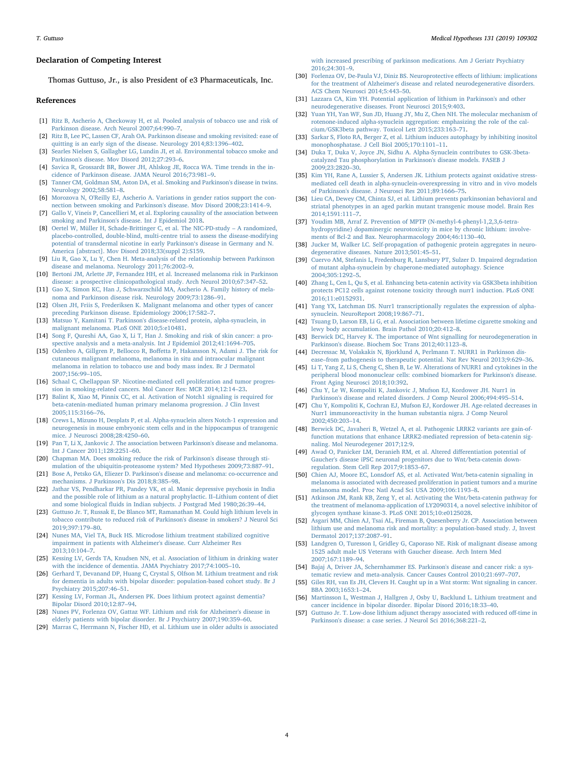## Declaration of Competing Interest

Thomas Guttuso, Jr., is also President of e3 Pharmaceuticals, Inc.

## References

[1] Ritz B, Ascherio A, Checkoway H, et al. Pooled analysis of tobacco use and risk of Parkinson disease. Arch Neurol 2007;64:990–7.

[2] Ritz B, Lee PC, Lassen CF, Arah OA. Parkinson disease and smoking revisited: ease of quitting is an early sign of the disease. Neurology 2014;83:1396–402.

[3] Searles Nielsen S, Gallagher LG, Lundin JI, et al. Environmental tobacco smoke and Parkinson's disease. Mov Disord 2012;27:293–6.

[4] Savica R, Grossardt BR, Bower JH, Ahlskog JE, Rocca WA. Time trends in the incidence of Parkinson disease. JAMA Neurol 2016;73:981–9.

[5] Tanner CM, Goldman SM, Aston DA, et al. Smoking and Parkinson's disease in twins. Neurology 2002;58:581–8.

[6] Morozova N, O'Reilly EJ, Ascherio A. Variations in gender ratios support the connection between smoking and Parkinson's disease. Mov Disord 2008;23:1414–9.

[7] Gallo V, Vineis P, Cancellieri M, et al. Exploring causality of the association between smoking and Parkinson's disease. Int J Epidemiol 2018.

[8] Oertel W, Müller H, Schade-Brittinger C, et al. The NIC-PD-study – A randomized, placebo-controlled, double-blind, multi-centre trial to assess the disease-modifying potential of transdermal nicotine in early Parkinson's disease in Germany and N. America [abstract]. Mov Disord 2018;33(suppl 2):S159.

[9] Liu R, Gao X, Lu Y, Chen H. Meta-analysis of the relationship between Parkinson disease and melanoma. Neurology 2011;76:2002–9.

[10] Bertoni JM, Arlette JP, Fernandez HH, et al. Increased melanoma risk in Parkinson disease: a prospective clinicopathological study. Arch Neurol 2010;67:347–52.

[11] Gao X, Simon KC, Han J, Schwarzschild MA, Ascherio A. Family history of melanoma and Parkinson disease risk. Neurology 2009;73:1286–91.

[12] Olsen JH, Friis S, Frederiksen K. Malignant melanoma and other types of cancer preceding Parkinson disease. Epidemiology 2006;17:582–7.

[13] Matsuo Y, Kamitani T. Parkinson's disease-related protein, alpha-synuclein, in malignant melanoma. PLoS ONE 2010;5:e10481.

[14] Song F, Qureshi AA, Gao X, Li T, Han J. Smoking and risk of skin cancer: a prospective analysis and a meta-analysis. Int J Epidemiol 2012;41:1694–705.

[15] Odenbro A, Gillgren P, Bellocco R, Boffetta P, Hakansson N, Adami J. The risk for cutaneous malignant melanoma, melanoma in situ and intraocular malignant melanoma in relation to tobacco use and body mass index. Br J Dermatol 2007;156:99–105.

[16] Schaal C, Chellappan SP. Nicotine-mediated cell proliferation and tumor progression in smoking-related cancers. Mol Cancer Res: MCR 2014;12:14–23.

[17] Balint K, Xiao M, Pinnix CC, et al. Activation of Notch1 signaling is required for beta-catenin-mediated human primary melanoma progression. J Clin Invest 2005;115:3166–76.

[18] Crews L, Mizuno H, Desplats P, et al. Alpha-synuclein alters Notch-1 expression and neurogenesis in mouse embryonic stem cells and in the hippocampus of transgenic mice. J Neurosci 2008;28:4250–60.

[19] Pan T, Li X, Jankovic J. The association between Parkinson's disease and melanoma. Int J Cancer 2011;128:2251–60.

[20] Chapman MA. Does smoking reduce the risk of Parkinson's disease through stimulation of the ubiquitin-proteasome system? Med Hypotheses 2009;73:887–91.

[21] Bose A, Petsko GA, Eliezer D. Parkinson's disease and melanoma: co-occurrence and mechanisms. J Parkinson's Dis 2018;8:385–98.

[22] Jathar VS, Pendharkar PR, Pandey VK, et al. Manic depressive psychosis in India and the possible role of lithium as a natural prophylactic. II–Lithium content of diet and some biological fluids in Indian subjects. J Postgrad Med 1980;26:39–44.

[23] Guttuso Jr. T, Russak E, De Blanco MT, Ramanathan M. Could high lithium levels in tobacco contribute to reduced risk of Parkinson's disease in smokers? J Neurol Sci 2019;397:179–80.

[24] Nunes MA, Viel TA, Buck HS. Microdose lithium treatment stabilized cognitive impairment in patients with Alzheimer's disease. Curr Alzheimer Res 2013;10:104–7.

[25] Kessing LV, Gerds TA, Knudsen NN, et al. Association of lithium in drinking water with the incidence of dementia. JAMA Psychiatry 2017;74:1005–10.

[26] Gerhard T, Devanand DP, Huang C, Crystal S, Olfson M. Lithium treatment and risk for dementia in adults with bipolar disorder: population-based cohort study. Br J Psychiatry 2015;207:46–51.

[27] Kessing LV, Forman JL, Andersen PK. Does lithium protect against dementia? Bipolar Disord 2010;12:87–94.

[28] Nunes PV, Forlenza OV, Gattaz WF. Lithium and risk for Alzheimer's disease in elderly patients with bipolar disorder. Br J Psychiatry 2007;190:359–60.

[29] Marras C, Herrmann N, Fischer HD, et al. Lithium use in older adults is associated with increased prescribing of parkinson medications. Am J Geriatr Psychiatry 2016;24:301–9.

[30] Forlenza OV, De-Paula VJ, Diniz BS. Neuroprotective effects of lithium: implications for the treatment of Alzheimer's disease and related neurodegenerative disorders. ACS Chem Neurosci 2014;5:443–50.

[31] Lazzara CA, Kim YH. Potential application of lithium in Parkinson's and other neurodegenerative diseases. Front Neurosci 2015;9:403.

[32] Yuan YH, Yan WF, Sun JD, Huang JY, Mu Z, Chen NH. The molecular mechanism of rotenone-induced alpha-synuclein aggregation: emphasizing the role of the calcium/GSK3beta pathway. Toxicol Lett 2015;233:163–71.

[33] Sarkar S, Floto RA, Berger Z, et al. Lithium induces autophagy by inhibiting inositol monophosphatase. J Cell Biol 2005;170:1101–11.

[34] Duka T, Duka V, Joyce JN, Sidhu A. Alpha-Synuclein contributes to GSK-3beta-catalyzed Tau phosphorylation in Parkinson's disease models. FASEB J 2009;23:2820–30.

[35] Kim YH, Rane A, Lussier S, Andersen JK. Lithium protects against oxidative stress-mediated cell death in alpha-synuclein-overexpressing in vitro and in vivo models of Parkinson's disease. J Neurosci Res 2011;89:1666–75.

[36] Lieu CA, Dewey CM, Chinta SJ, et al. Lithium prevents parkinsonian behavioral and striatal phenotypes in an aged parkin mutant transgenic mouse model. Brain Res 2014;1591:111–7.

[37] Youdim MB, Arraf Z. Prevention of MPTP (N-methyl-4-phenyl-1,2,3,6-tetrahydropyridine) dopaminergic neurotoxicity in mice by chronic lithium: involvements of Bcl-2 and Bax. Neuropharmacology 2004;46:1130–40.

[38] Jucker M, Walker LC. Self-propagation of pathogenic protein aggregates in neurodegenerative diseases. Nature 2013;501:45–51.

[39] Cuervo AM, Stefanis L, Fredenburg R, Lansbury PT, Sulzer D. Impaired degradation of mutant alpha-synuclein by chaperone-mediated autophagy. Science 2004;305:1292–5.

[40] Zhang L, Cen L, Qu S, et al. Enhancing beta-catenin activity via GSK3beta inhibition protects PC12 cells against rotenone toxicity through nurr1 induction. PLoS ONE 2016;11:e0152931.

[41] Yang YX, Latchman DS. Nurr1 transcriptionally regulates the expression of alpha-synuclein. NeuroReport 2008;19:867–71.

[42] Tsuang D, Larson EB, Li G, et al. Association between lifetime cigarette smoking and lewy body accumulation. Brain Pathol 2010;20:412–8.

[43] Berwick DC, Harvey K. The importance of Wnt signalling for neurodegeneration in Parkinson's disease. Biochem Soc Trans 2012;40:1123–8.

[44] Decressac M, Volakakis N, Bjorklund A, Perlmann T. NURR1 in Parkinson disease–from pathogenesis to therapeutic potential. Nat Rev Neurol 2013;9:629–36.

[45] Li T, Yang Z, Li S, Cheng C, Shen B, Le W. Alterations of NURR1 and cytokines in the peripheral blood mononuclear cells: combined biomarkers for Parkinson's disease. Front Aging Neurosci 2018;10:392.

[46] Chu Y, Le W, Kompoliti K, Jankovic J, Mufson EJ, Kordower JH. Nurr1 in Parkinson's disease and related disorders. J Comp Neurol 2006;494:495–514.

[47] Chu Y, Kompoliti K, Cochran EJ, Mufson EJ, Kordower JH. Age-related decreases in Nurr1 immunoreactivity in the human substantia nigra. J Comp Neurol 2002;450:203–14.

[48] Berwick DC, Javaheri B, Wetzel A, et al. Pathogenic LRRK2 variants are gain-of-function mutations that enhance LRRK2-mediated repression of beta-catenin signaling. Mol Neurodegener 2017;12:9.

[49] Awad O, Panicker LM, Deranieh RM, et al. Altered differentiation potential of Gaucher's disease iPSC neuronal progenitors due to Wnt/beta-catenin downregulation. Stem Cell Rep 2017;9:1853–67.

[50] Chien AJ, Moore EC, Lonsdorf AS, et al. Activated Wnt/beta-catenin signaling in melanoma is associated with decreased proliferation in patient tumors and a murine melanoma model. Proc Natl Acad Sci USA 2009;106:1193–8.

[51] Atkinson JM, Rank KB, Zeng Y, et al. Activating the Wnt/beta-catenin pathway for the treatment of melanoma-application of LY2090314, a novel selective inhibitor of glycogen synthase kinase-3. PLoS ONE 2015;10:e0125028.

[52] Asgari MM, Chien AJ, Tsai AL, Fireman B, Quesenberry Jr. CP. Association between lithium use and melanoma risk and mortality: a population-based study. J, Invest Dermatol 2017;137:2087–91.

[53] Landgren O, Turesson I, Gridley G, Caporaso NE. Risk of malignant disease among 1525 adult male US Veterans with Gaucher disease. Arch Intern Med 2007;167:1189–94.

[54] Bajaj A, Driver JA, Schernhammer ES. Parkinson's disease and cancer risk: a systematic review and meta-analysis. Cancer Causes Control 2010;21:697–707.

[55] Giles RH, van Es JH, Clevers H. Caught up in a Wnt storm: Wnt signaling in cancer. BBA 2003;1653:1–24.

[56] Martinsson L, Westman J, Hallgren J, Osby U, Backlund L. Lithium treatment and cancer incidence in bipolar disorder. Bipolar Disord 2016;18:33–40.

[57] Guttuso Jr. T. Low-dose lithium adjunct therapy associated with reduced off-time in Parkinson's disease: a case series. J Neurol Sci 2016;368:221–2.